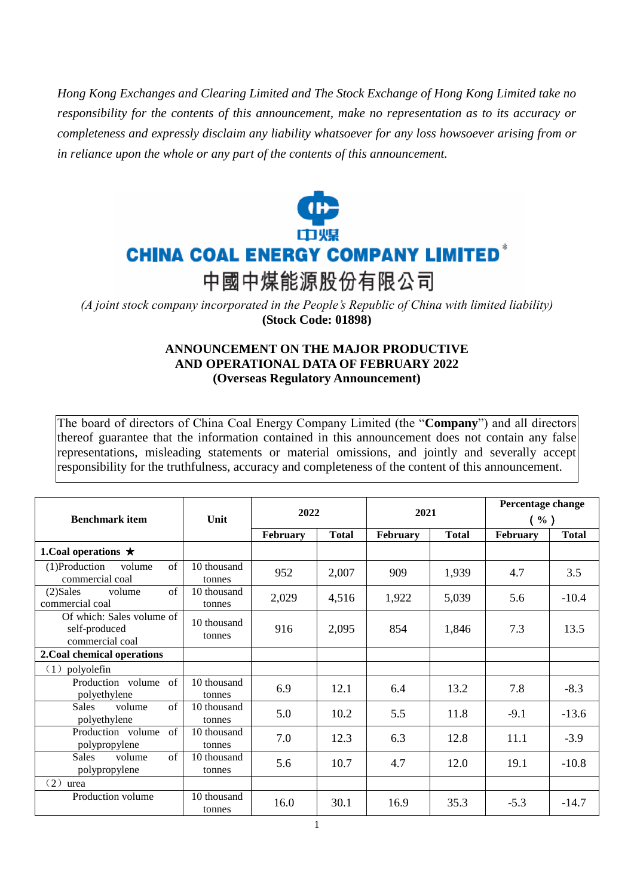*Hong Kong Exchanges and Clearing Limited and The Stock Exchange of Hong Kong Limited take no responsibility for the contents of this announcement, make no representation as to its accuracy or completeness and expressly disclaim any liability whatsoever for any loss howsoever arising from or in reliance upon the whole or any part of the contents of this announcement.*

**CHINA COAL ENERGY COMPANY LIMITED***

**中國中煤能源股份有限公司**

*(A joint stock company incorporated in the People's Republic of China with limited liability)*

**(Stock Code: 01898)**

## ANNOUNCEMENT ON THE MAJOR PRODUCTIVE AND OPERATIONAL DATA OF FEBRUARY 2022

**(Overseas Regulatory Announcement)**

The board of directors of China Coal Energy Company Limited (the "**Company**") and all directors thereof guarantee that the information contained in this announcement does not contain any false representations, misleading statements or material omissions, and jointly and severally accept responsibility for the truthfulness, accuracy and completeness of the content of this announcement.

| Benchmark item | Unit | 2022 | | 2021 | | Percentage change (%) | |
|---|---|---|---|---|---|---|---|
| | | February | Total | February | Total | February | Total |
| **1.Coal operations ★** | | | | | | | |
| (1)Production volume of commercial coal | 10 thousand tonnes | 952 | 2,007 | 909 | 1,939 | 4.7 | 3.5 |
| (2)Sales volume of commercial coal | 10 thousand tonnes | 2,029 | 4,516 | 1,922 | 5,039 | 5.6 | -10.4 |
| Of which: Sales volume of self-produced commercial coal | 10 thousand tonnes | 916 | 2,095 | 854 | 1,846 | 7.3 | 13.5 |
| **2.Coal chemical operations** | | | | | | | |
| （1）polyolefin | | | | | | | |
| Production volume of polyethylene | 10 thousand tonnes | 6.9 | 12.1 | 6.4 | 13.2 | 7.8 | -8.3 |
| Sales volume of polyethylene | 10 thousand tonnes | 5.0 | 10.2 | 5.5 | 11.8 | -9.1 | -13.6 |
| Production volume of polypropylene | 10 thousand tonnes | 7.0 | 12.3 | 6.3 | 12.8 | 11.1 | -3.9 |
| Sales volume of polypropylene | 10 thousand tonnes | 5.6 | 10.7 | 4.7 | 12.0 | 19.1 | -10.8 |
| （2）urea | | | | | | | |
| Production volume | 10 thousand tonnes | 16.0 | 30.1 | 16.9 | 35.3 | -5.3 | -14.7 |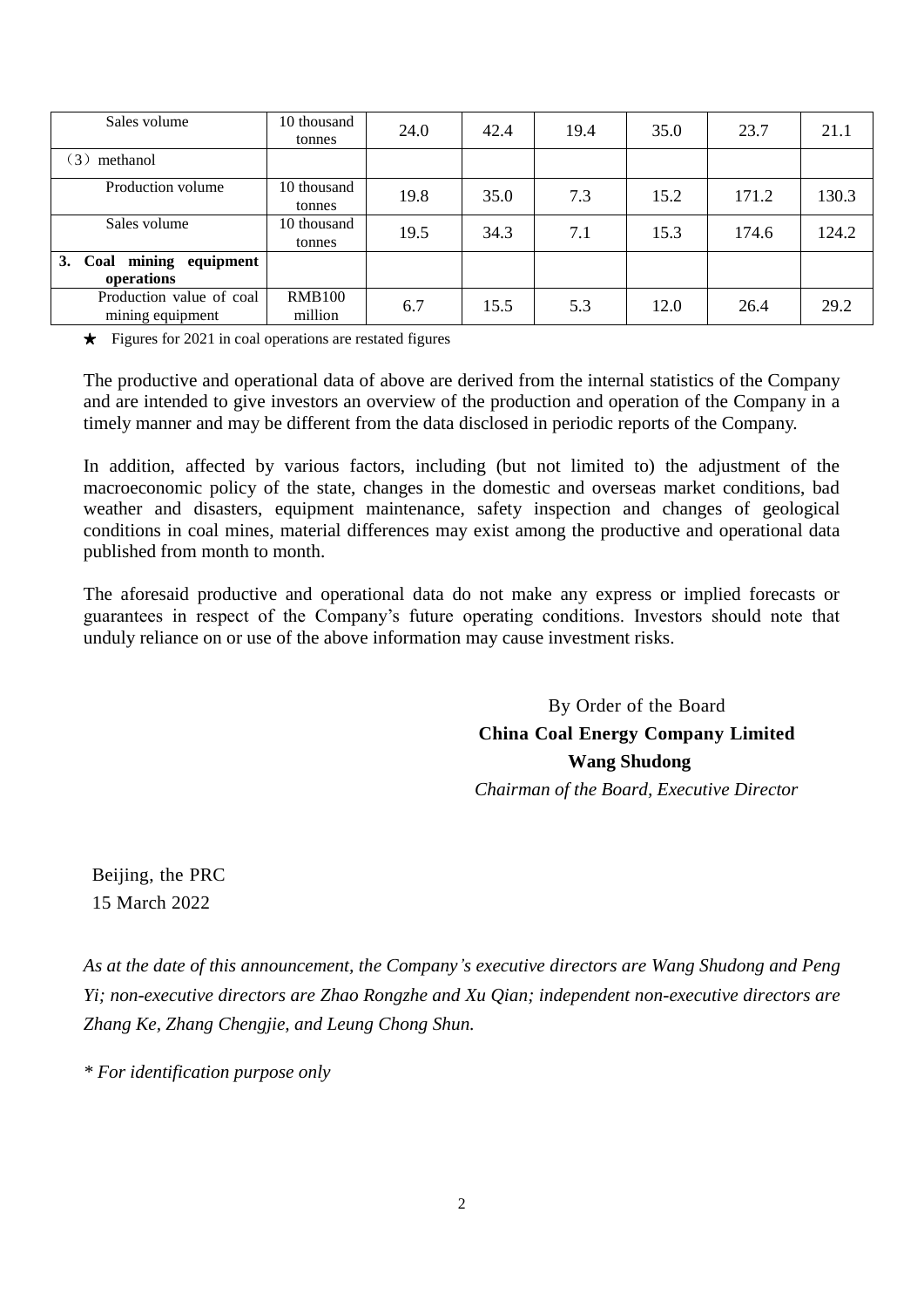| | | | | | | | |
|---|---|---|---|---|---|---|---|
| Sales volume | 10 thousand tonnes | 24.0 | 42.4 | 19.4 | 35.0 | 23.7 | 21.1 |
| (3) methanol | | | | | | | |
| Production volume | 10 thousand tonnes | 19.8 | 35.0 | 7.3 | 15.2 | 171.2 | 130.3 |
| Sales volume | 10 thousand tonnes | 19.5 | 34.3 | 7.1 | 15.3 | 174.6 | 124.2 |
| **3. Coal mining equipment operations** | | | | | | | |
| Production value of coal mining equipment | RMB100 million | 6.7 | 15.5 | 5.3 | 12.0 | 26.4 | 29.2 |

★ Figures for 2021 in coal operations are restated figures

The productive and operational data of above are derived from the internal statistics of the Company and are intended to give investors an overview of the production and operation of the Company in a timely manner and may be different from the data disclosed in periodic reports of the Company.

In addition, affected by various factors, including (but not limited to) the adjustment of the macroeconomic policy of the state, changes in the domestic and overseas market conditions, bad weather and disasters, equipment maintenance, safety inspection and changes of geological conditions in coal mines, material differences may exist among the productive and operational data published from month to month.

The aforesaid productive and operational data do not make any express or implied forecasts or guarantees in respect of the Company's future operating conditions. Investors should note that unduly reliance on or use of the above information may cause investment risks.

By Order of the Board
**China Coal Energy Company Limited**
**Wang Shudong**
*Chairman of the Board, Executive Director*

Beijing, the PRC
15 March 2022

*As at the date of this announcement, the Company's executive directors are Wang Shudong and Peng Yi; non-executive directors are Zhao Rongzhe and Xu Qian; independent non-executive directors are Zhang Ke, Zhang Chengjie, and Leung Chong Shun.*

*\* For identification purpose only*